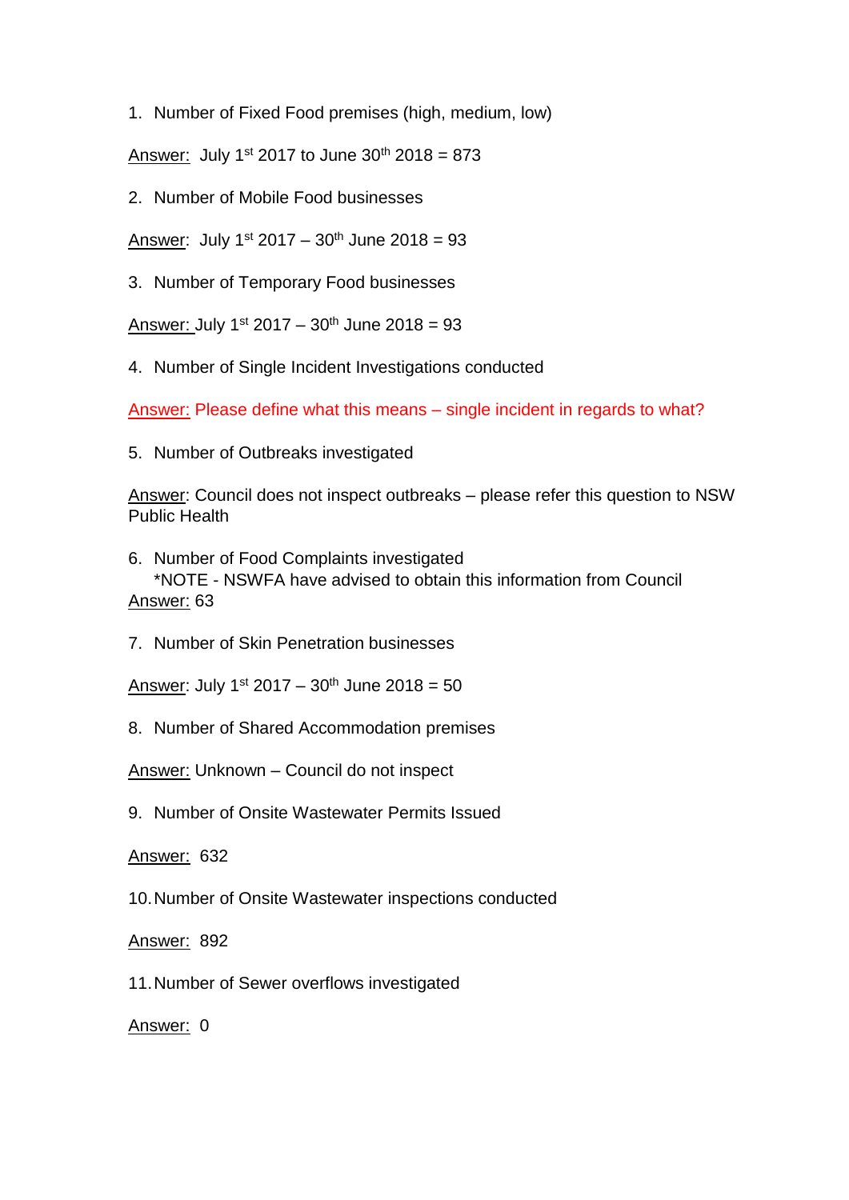1. Number of Fixed Food premises (high, medium, low)

Answer: July 1st 2017 to June 30th 2018 = 873

2. Number of Mobile Food businesses

Answer: July 1st 2017 – 30th June 2018 = 93

3. Number of Temporary Food businesses

Answer: July 1st 2017 – 30th June 2018 = 93

4. Number of Single Incident Investigations conducted

Answer: Please define what this means – single incident in regards to what?

5. Number of Outbreaks investigated

Answer: Council does not inspect outbreaks – please refer this question to NSW Public Health

6. Number of Food Complaints investigated
   *NOTE - NSWFA have advised to obtain this information from Council

Answer: 63

7. Number of Skin Penetration businesses

Answer: July 1st 2017 – 30th June 2018 = 50

8. Number of Shared Accommodation premises

Answer: Unknown – Council do not inspect

9. Number of Onsite Wastewater Permits Issued

Answer: 632

10. Number of Onsite Wastewater inspections conducted

Answer: 892

11. Number of Sewer overflows investigated

Answer: 0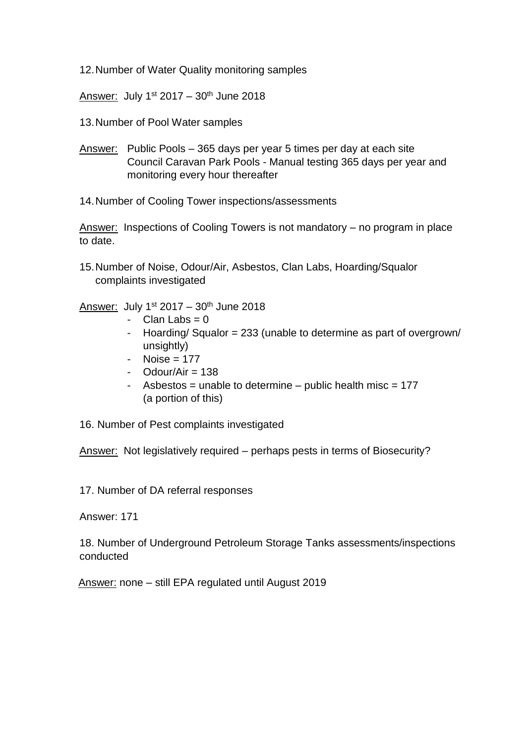12. Number of Water Quality monitoring samples

<u>Answer:</u> July 1st 2017 – 30th June 2018

13. Number of Pool Water samples

<u>Answer:</u> Public Pools – 365 days per year 5 times per day at each site
Council Caravan Park Pools - Manual testing 365 days per year and monitoring every hour thereafter

14. Number of Cooling Tower inspections/assessments

<u>Answer:</u> Inspections of Cooling Towers is not mandatory – no program in place to date.

15. Number of Noise, Odour/Air, Asbestos, Clan Labs, Hoarding/Squalor complaints investigated

<u>Answer:</u> July 1st 2017 – 30th June 2018

- Clan Labs = 0
- Hoarding/ Squalor = 233 (unable to determine as part of overgrown/ unsightly)
- Noise = 177
- Odour/Air = 138
- Asbestos = unable to determine – public health misc = 177 (a portion of this)

16. Number of Pest complaints investigated

<u>Answer:</u> Not legislatively required – perhaps pests in terms of Biosecurity?

17. Number of DA referral responses

Answer: 171

18. Number of Underground Petroleum Storage Tanks assessments/inspections conducted

<u>Answer:</u> none – still EPA regulated until August 2019